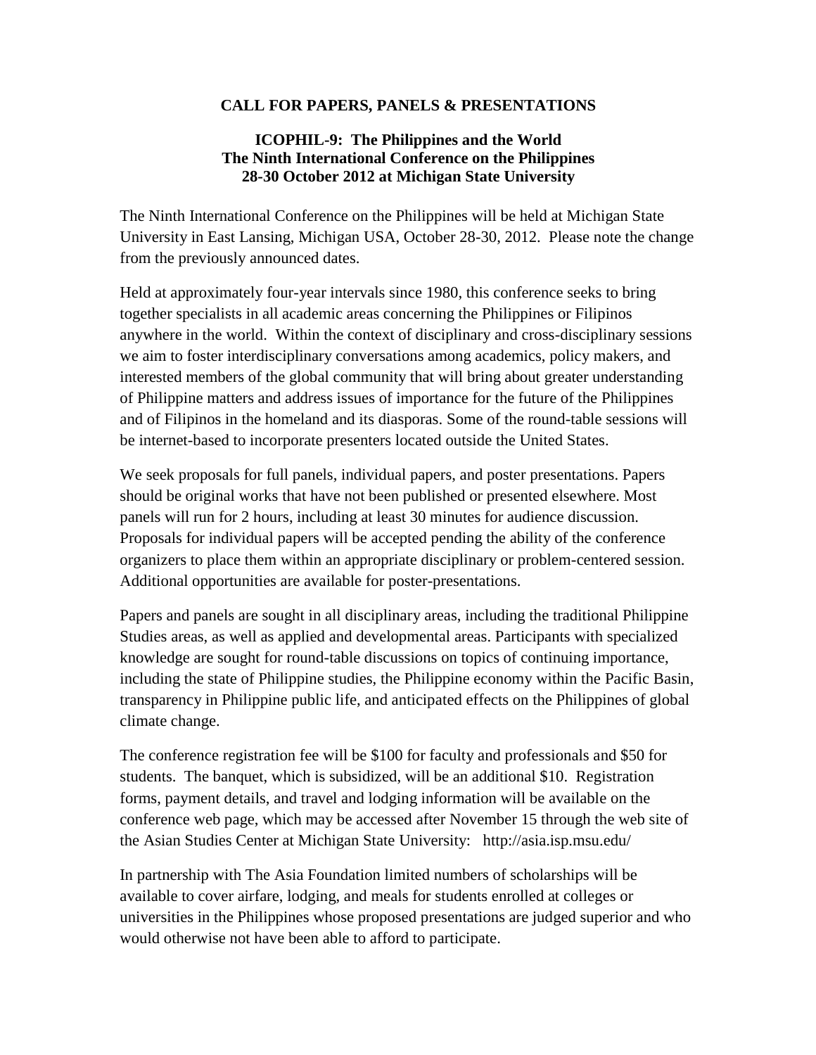# CALL FOR PAPERS, PANELS & PRESENTATIONS

## ICOPHIL-9: The Philippines and the World
## The Ninth International Conference on the Philippines
## 28-30 October 2012 at Michigan State University

The Ninth International Conference on the Philippines will be held at Michigan State University in East Lansing, Michigan USA, October 28-30, 2012. Please note the change from the previously announced dates.

Held at approximately four-year intervals since 1980, this conference seeks to bring together specialists in all academic areas concerning the Philippines or Filipinos anywhere in the world. Within the context of disciplinary and cross-disciplinary sessions we aim to foster interdisciplinary conversations among academics, policy makers, and interested members of the global community that will bring about greater understanding of Philippine matters and address issues of importance for the future of the Philippines and of Filipinos in the homeland and its diasporas. Some of the round-table sessions will be internet-based to incorporate presenters located outside the United States.

We seek proposals for full panels, individual papers, and poster presentations. Papers should be original works that have not been published or presented elsewhere. Most panels will run for 2 hours, including at least 30 minutes for audience discussion. Proposals for individual papers will be accepted pending the ability of the conference organizers to place them within an appropriate disciplinary or problem-centered session. Additional opportunities are available for poster-presentations.

Papers and panels are sought in all disciplinary areas, including the traditional Philippine Studies areas, as well as applied and developmental areas. Participants with specialized knowledge are sought for round-table discussions on topics of continuing importance, including the state of Philippine studies, the Philippine economy within the Pacific Basin, transparency in Philippine public life, and anticipated effects on the Philippines of global climate change.

The conference registration fee will be $100 for faculty and professionals and $50 for students. The banquet, which is subsidized, will be an additional $10. Registration forms, payment details, and travel and lodging information will be available on the conference web page, which may be accessed after November 15 through the web site of the Asian Studies Center at Michigan State University: http://asia.isp.msu.edu/

In partnership with The Asia Foundation limited numbers of scholarships will be available to cover airfare, lodging, and meals for students enrolled at colleges or universities in the Philippines whose proposed presentations are judged superior and who would otherwise not have been able to afford to participate.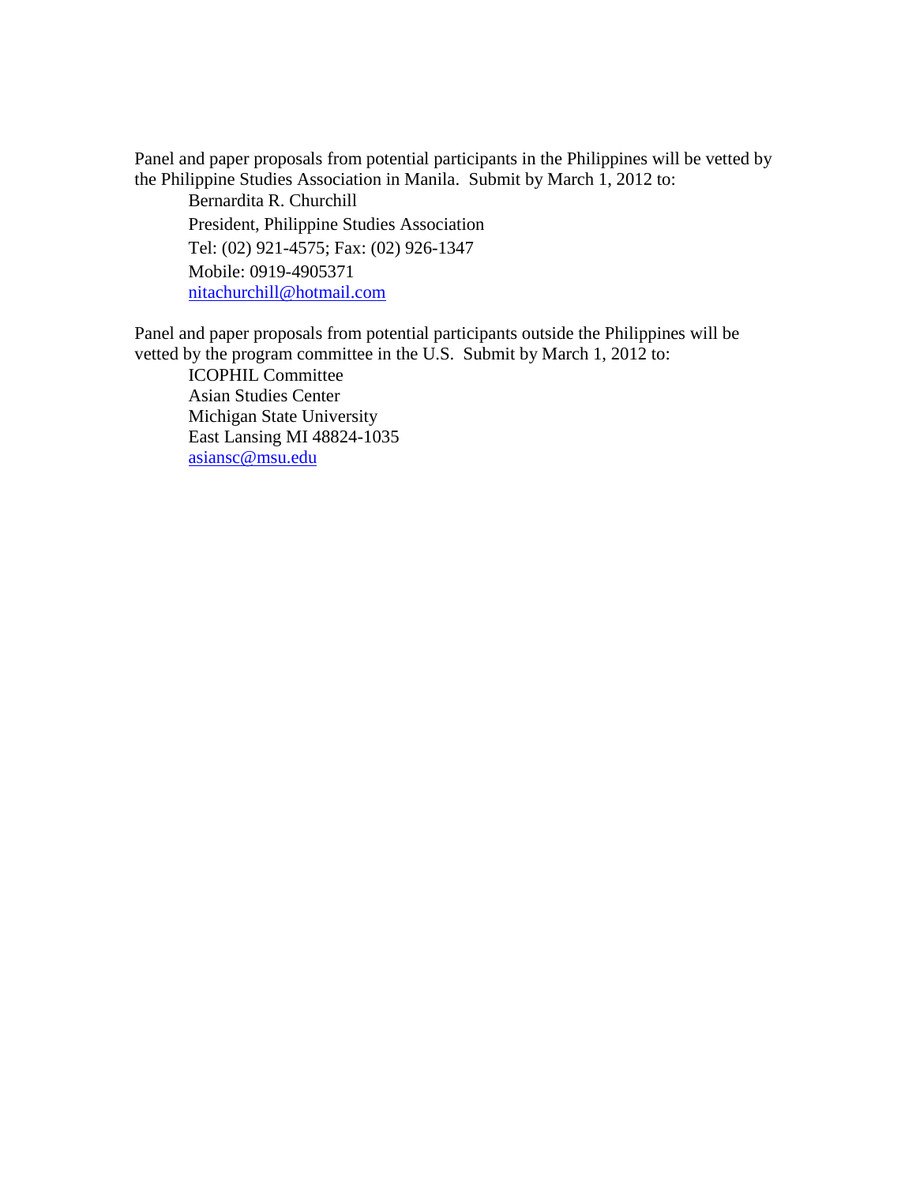Panel and paper proposals from potential participants in the Philippines will be vetted by the Philippine Studies Association in Manila. Submit by March 1, 2012 to:

Bernardita R. Churchill  
President, Philippine Studies Association  
Tel: (02) 921-4575; Fax: (02) 926-1347  
Mobile: 0919-4905371  
nitachurchill@hotmail.com

Panel and paper proposals from potential participants outside the Philippines will be vetted by the program committee in the U.S. Submit by March 1, 2012 to:

ICOPHIL Committee  
Asian Studies Center  
Michigan State University  
East Lansing MI 48824-1035  
asiansc@msu.edu